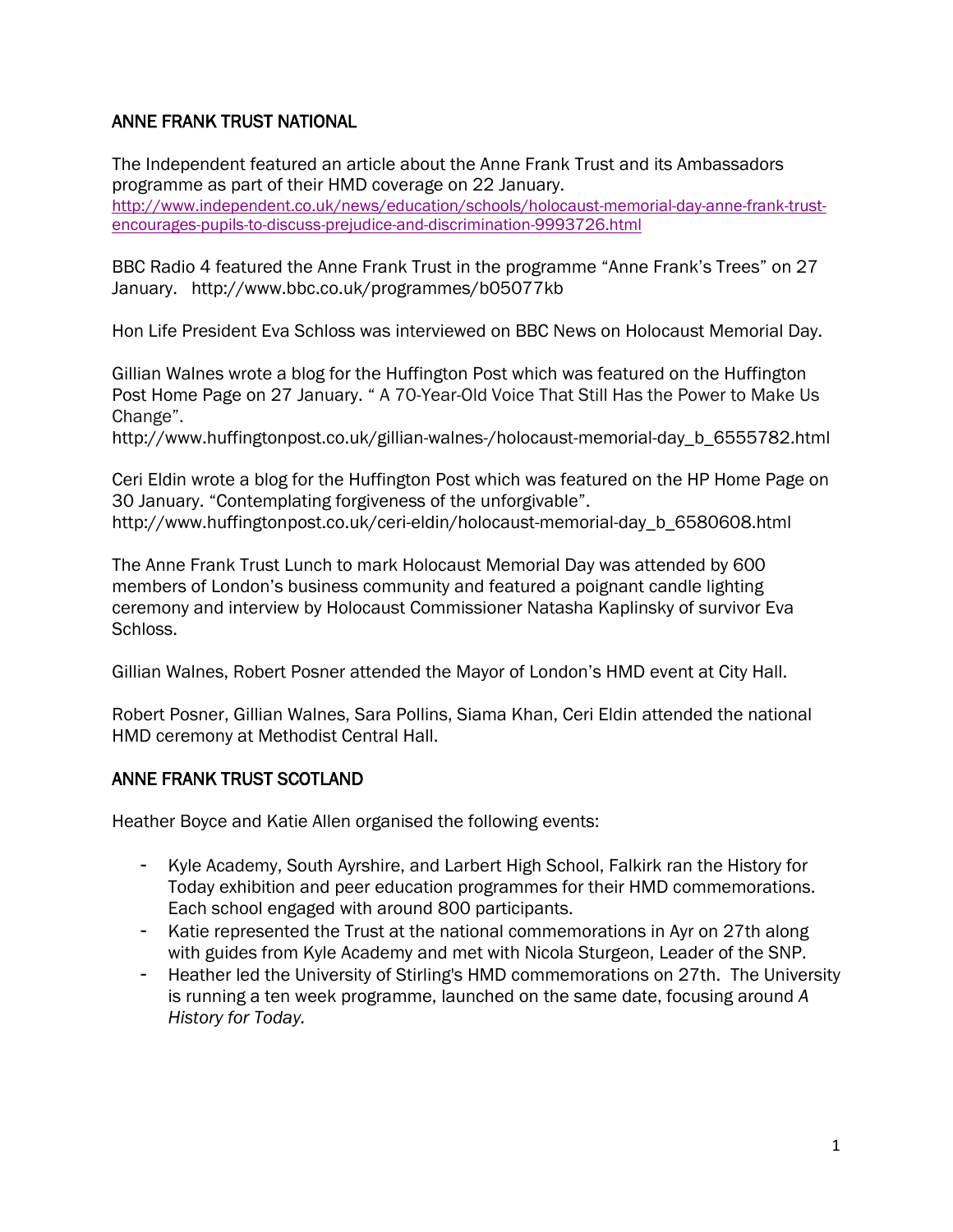## ANNE FRANK TRUST NATIONAL

The Independent featured an article about the Anne Frank Trust and its Ambassadors programme as part of their HMD coverage on 22 January.
http://www.independent.co.uk/news/education/schools/holocaust-memorial-day-anne-frank-trust-encourages-pupils-to-discuss-prejudice-and-discrimination-9993726.html

BBC Radio 4 featured the Anne Frank Trust in the programme "Anne Frank's Trees" on 27 January. http://www.bbc.co.uk/programmes/b05077kb

Hon Life President Eva Schloss was interviewed on BBC News on Holocaust Memorial Day.

Gillian Walnes wrote a blog for the Huffington Post which was featured on the Huffington Post Home Page on 27 January. " A 70-Year-Old Voice That Still Has the Power to Make Us Change".
http://www.huffingtonpost.co.uk/gillian-walnes-/holocaust-memorial-day_b_6555782.html

Ceri Eldin wrote a blog for the Huffington Post which was featured on the HP Home Page on 30 January. "Contemplating forgiveness of the unforgivable".
http://www.huffingtonpost.co.uk/ceri-eldin/holocaust-memorial-day_b_6580608.html

The Anne Frank Trust Lunch to mark Holocaust Memorial Day was attended by 600 members of London's business community and featured a poignant candle lighting ceremony and interview by Holocaust Commissioner Natasha Kaplinsky of survivor Eva Schloss.

Gillian Walnes, Robert Posner attended the Mayor of London's HMD event at City Hall.

Robert Posner, Gillian Walnes, Sara Pollins, Siama Khan, Ceri Eldin attended the national HMD ceremony at Methodist Central Hall.

## ANNE FRANK TRUST SCOTLAND

Heather Boyce and Katie Allen organised the following events:

- Kyle Academy, South Ayrshire, and Larbert High School, Falkirk ran the History for Today exhibition and peer education programmes for their HMD commemorations. Each school engaged with around 800 participants.
- Katie represented the Trust at the national commemorations in Ayr on 27th along with guides from Kyle Academy and met with Nicola Sturgeon, Leader of the SNP.
- Heather led the University of Stirling's HMD commemorations on 27th. The University is running a ten week programme, launched on the same date, focusing around *A History for Today.*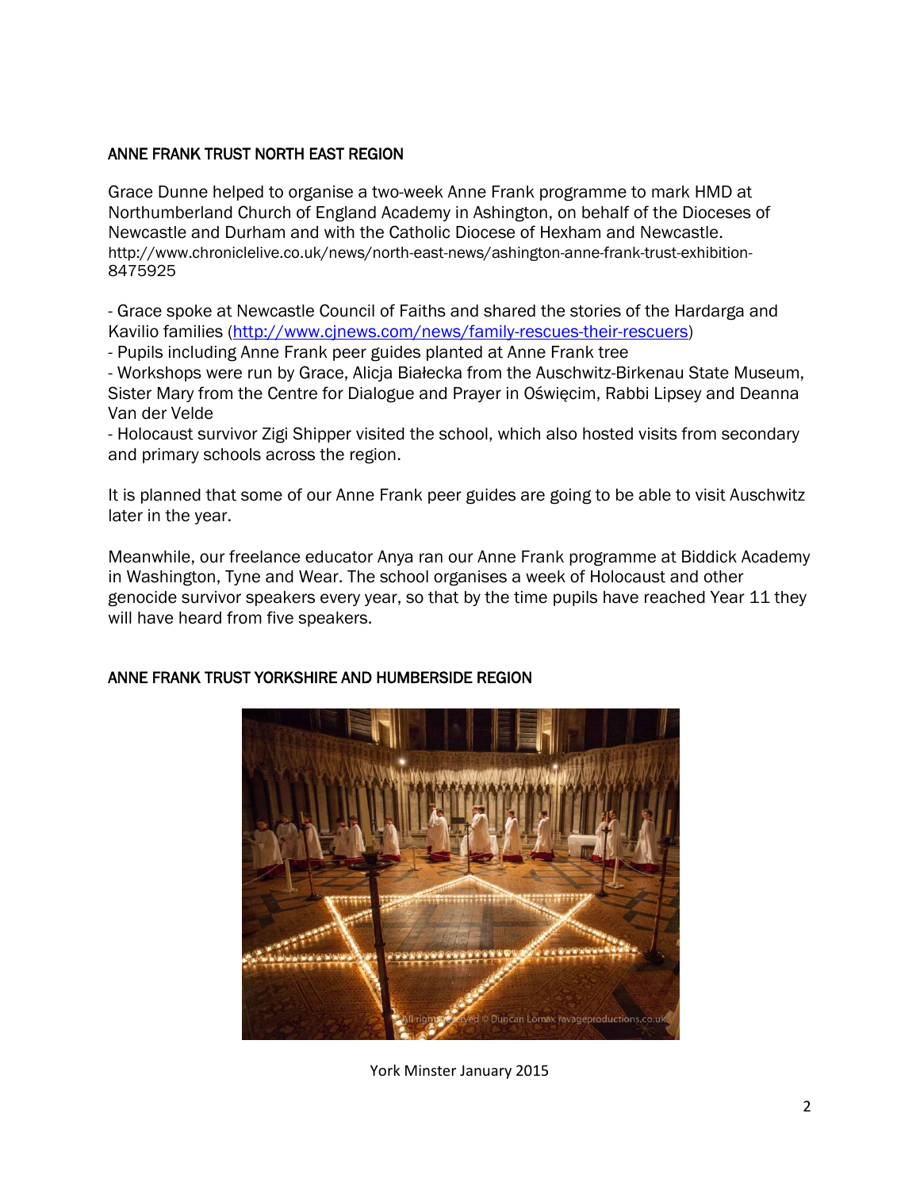## ANNE FRANK TRUST NORTH EAST REGION

Grace Dunne helped to organise a two-week Anne Frank programme to mark HMD at Northumberland Church of England Academy in Ashington, on behalf of the Dioceses of Newcastle and Durham and with the Catholic Diocese of Hexham and Newcastle. http://www.chroniclelive.co.uk/news/north-east-news/ashington-anne-frank-trust-exhibition-8475925

- Grace spoke at Newcastle Council of Faiths and shared the stories of the Hardarga and Kavilio families (http://www.cjnews.com/news/family-rescues-their-rescuers)
- Pupils including Anne Frank peer guides planted at Anne Frank tree
- Workshops were run by Grace, Alicja Białecka from the Auschwitz-Birkenau State Museum, Sister Mary from the Centre for Dialogue and Prayer in Oświęcim, Rabbi Lipsey and Deanna Van der Velde
- Holocaust survivor Zigi Shipper visited the school, which also hosted visits from secondary and primary schools across the region.

It is planned that some of our Anne Frank peer guides are going to be able to visit Auschwitz later in the year.

Meanwhile, our freelance educator Anya ran our Anne Frank programme at Biddick Academy in Washington, Tyne and Wear. The school organises a week of Holocaust and other genocide survivor speakers every year, so that by the time pupils have reached Year 11 they will have heard from five speakers.

## ANNE FRANK TRUST YORKSHIRE AND HUMBERSIDE REGION

York Minster January 2015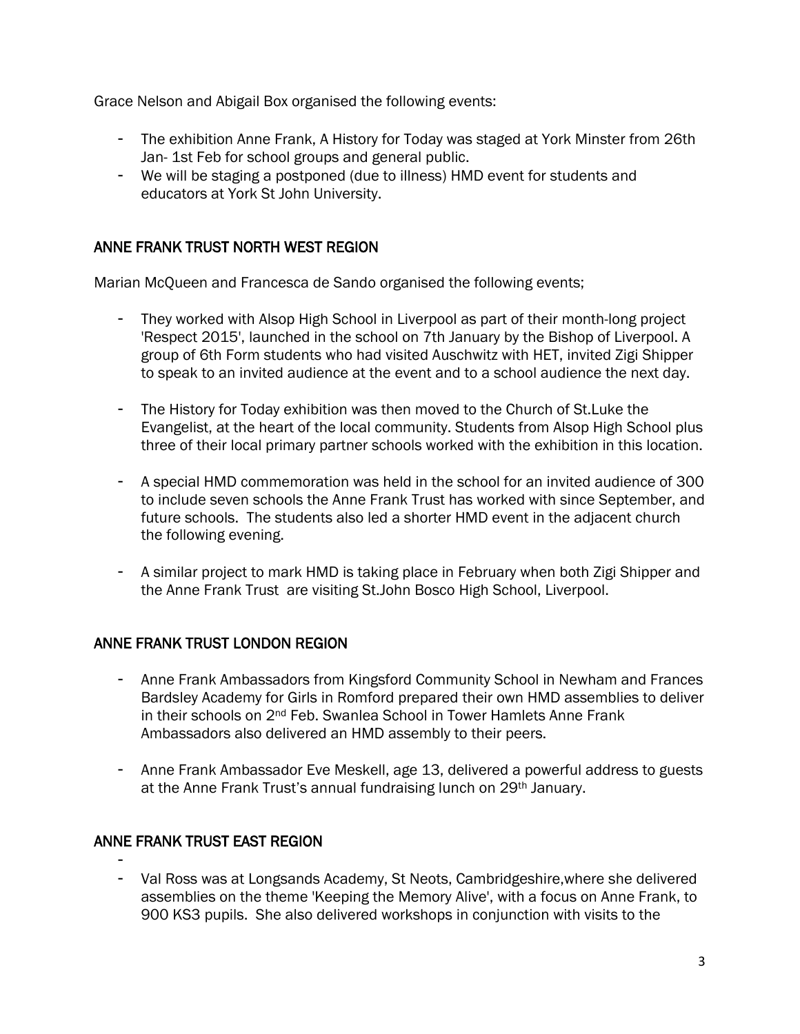Grace Nelson and Abigail Box organised the following events:

- The exhibition Anne Frank, A History for Today was staged at York Minster from 26th Jan- 1st Feb for school groups and general public.
- We will be staging a postponed (due to illness) HMD event for students and educators at York St John University.

## ANNE FRANK TRUST NORTH WEST REGION

Marian McQueen and Francesca de Sando organised the following events;

- They worked with Alsop High School in Liverpool as part of their month-long project 'Respect 2015', launched in the school on 7th January by the Bishop of Liverpool. A group of 6th Form students who had visited Auschwitz with HET, invited Zigi Shipper to speak to an invited audience at the event and to a school audience the next day.

- The History for Today exhibition was then moved to the Church of St.Luke the Evangelist, at the heart of the local community. Students from Alsop High School plus three of their local primary partner schools worked with the exhibition in this location.

- A special HMD commemoration was held in the school for an invited audience of 300 to include seven schools the Anne Frank Trust has worked with since September, and future schools. The students also led a shorter HMD event in the adjacent church the following evening.

- A similar project to mark HMD is taking place in February when both Zigi Shipper and the Anne Frank Trust are visiting St.John Bosco High School, Liverpool.

## ANNE FRANK TRUST LONDON REGION

- Anne Frank Ambassadors from Kingsford Community School in Newham and Frances Bardsley Academy for Girls in Romford prepared their own HMD assemblies to deliver in their schools on 2nd Feb. Swanlea School in Tower Hamlets Anne Frank Ambassadors also delivered an HMD assembly to their peers.

- Anne Frank Ambassador Eve Meskell, age 13, delivered a powerful address to guests at the Anne Frank Trust's annual fundraising lunch on 29th January.

## ANNE FRANK TRUST EAST REGION

- 
- Val Ross was at Longsands Academy, St Neots, Cambridgeshire,where she delivered assemblies on the theme 'Keeping the Memory Alive', with a focus on Anne Frank, to 900 KS3 pupils. She also delivered workshops in conjunction with visits to the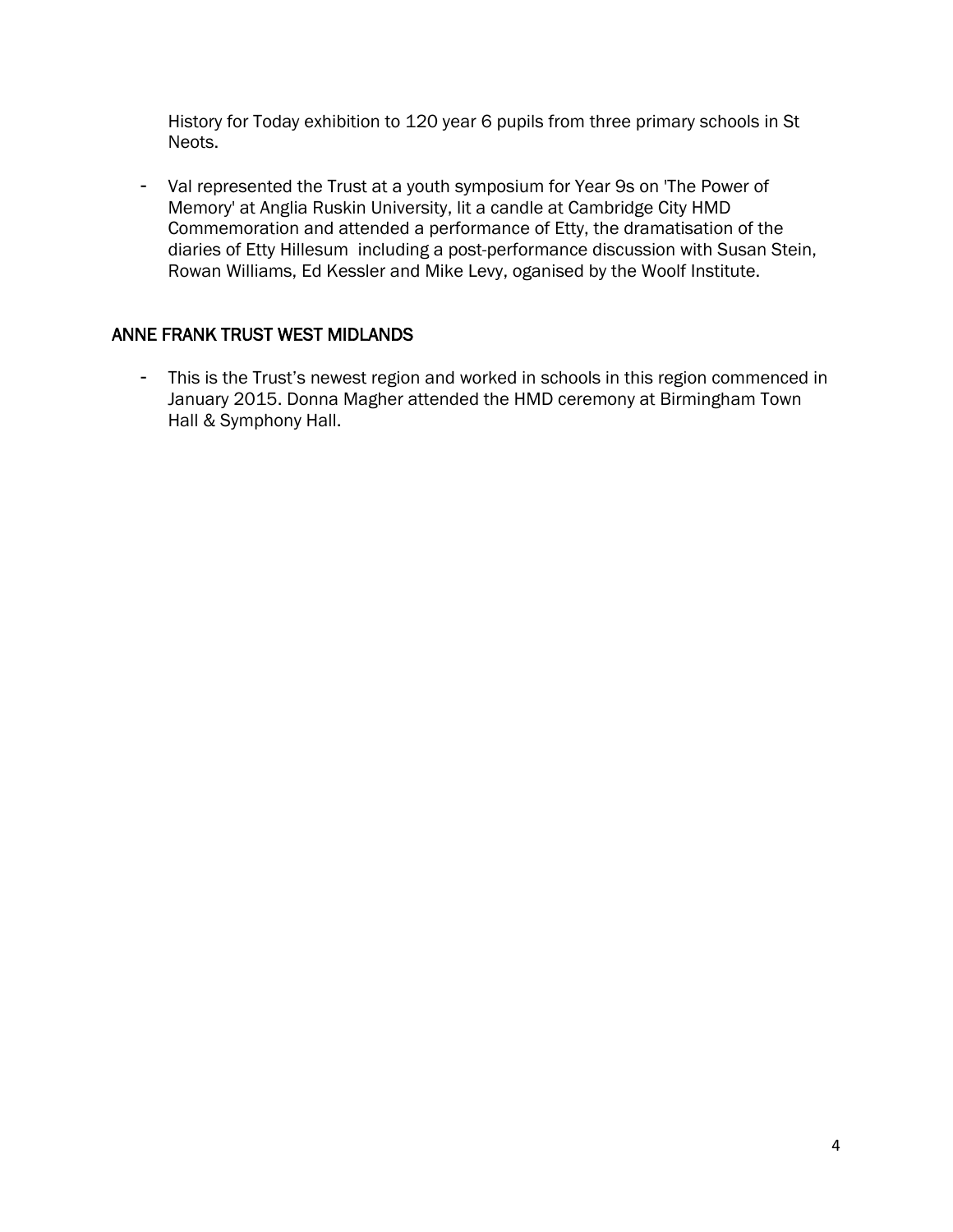History for Today exhibition to 120 year 6 pupils from three primary schools in St Neots.

- Val represented the Trust at a youth symposium for Year 9s on 'The Power of Memory' at Anglia Ruskin University, lit a candle at Cambridge City HMD Commemoration and attended a performance of Etty, the dramatisation of the diaries of Etty Hillesum including a post-performance discussion with Susan Stein, Rowan Williams, Ed Kessler and Mike Levy, oganised by the Woolf Institute.

## ANNE FRANK TRUST WEST MIDLANDS

- This is the Trust's newest region and worked in schools in this region commenced in January 2015. Donna Magher attended the HMD ceremony at Birmingham Town Hall & Symphony Hall.